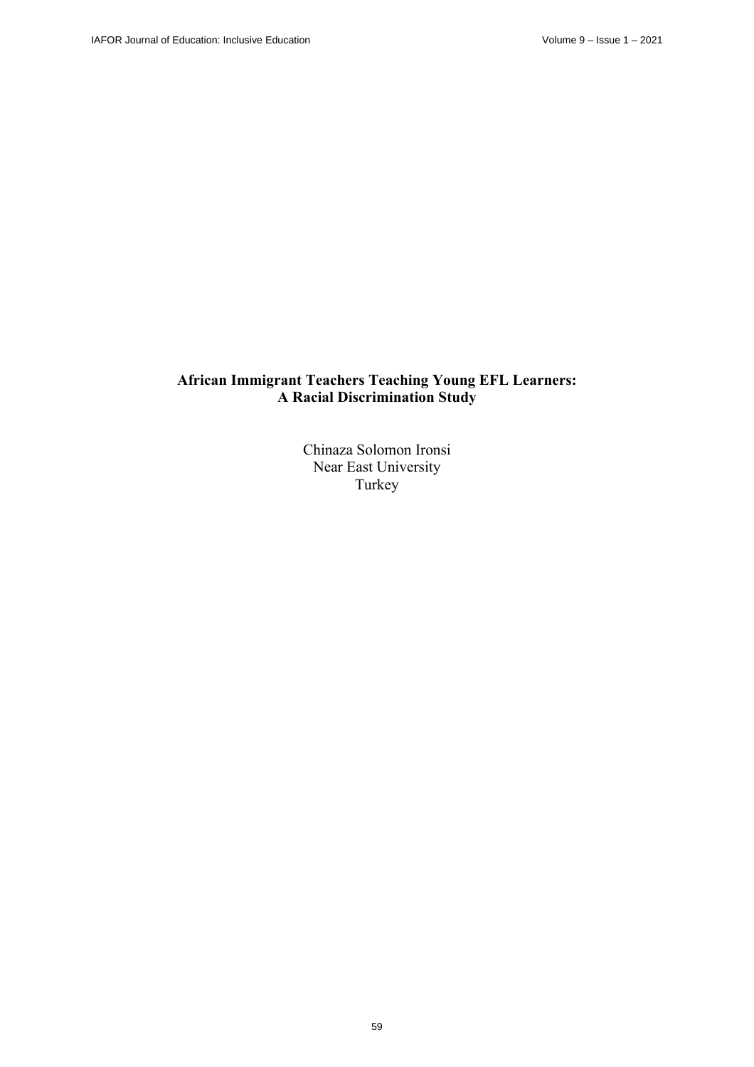# African Immigrant Teachers Teaching Young EFL Learners: A Racial Discrimination Study

Chinaza Solomon Ironsi
Near East University
Turkey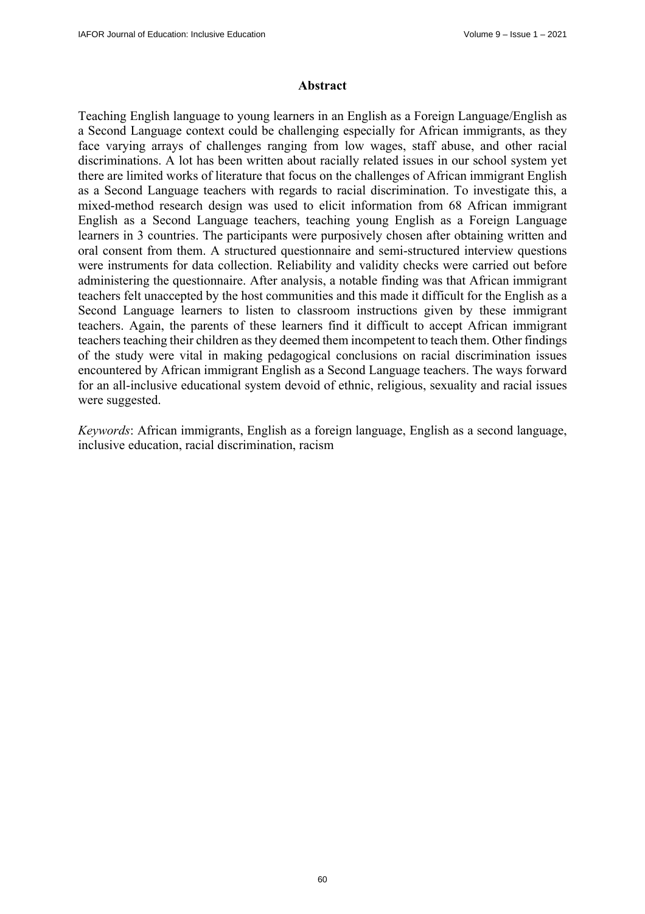## Abstract

Teaching English language to young learners in an English as a Foreign Language/English as a Second Language context could be challenging especially for African immigrants, as they face varying arrays of challenges ranging from low wages, staff abuse, and other racial discriminations. A lot has been written about racially related issues in our school system yet there are limited works of literature that focus on the challenges of African immigrant English as a Second Language teachers with regards to racial discrimination. To investigate this, a mixed-method research design was used to elicit information from 68 African immigrant English as a Second Language teachers, teaching young English as a Foreign Language learners in 3 countries. The participants were purposively chosen after obtaining written and oral consent from them. A structured questionnaire and semi-structured interview questions were instruments for data collection. Reliability and validity checks were carried out before administering the questionnaire. After analysis, a notable finding was that African immigrant teachers felt unaccepted by the host communities and this made it difficult for the English as a Second Language learners to listen to classroom instructions given by these immigrant teachers. Again, the parents of these learners find it difficult to accept African immigrant teachers teaching their children as they deemed them incompetent to teach them. Other findings of the study were vital in making pedagogical conclusions on racial discrimination issues encountered by African immigrant English as a Second Language teachers. The ways forward for an all-inclusive educational system devoid of ethnic, religious, sexuality and racial issues were suggested.

*Keywords*: African immigrants, English as a foreign language, English as a second language, inclusive education, racial discrimination, racism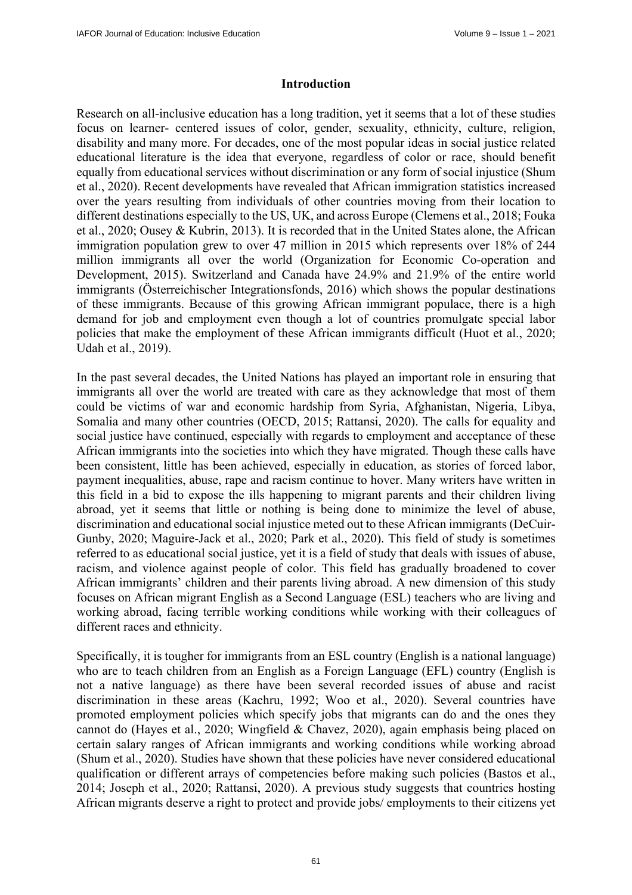## Introduction

Research on all-inclusive education has a long tradition, yet it seems that a lot of these studies focus on learner- centered issues of color, gender, sexuality, ethnicity, culture, religion, disability and many more. For decades, one of the most popular ideas in social justice related educational literature is the idea that everyone, regardless of color or race, should benefit equally from educational services without discrimination or any form of social injustice (Shum et al., 2020). Recent developments have revealed that African immigration statistics increased over the years resulting from individuals of other countries moving from their location to different destinations especially to the US, UK, and across Europe (Clemens et al., 2018; Fouka et al., 2020; Ousey & Kubrin, 2013). It is recorded that in the United States alone, the African immigration population grew to over 47 million in 2015 which represents over 18% of 244 million immigrants all over the world (Organization for Economic Co-operation and Development, 2015). Switzerland and Canada have 24.9% and 21.9% of the entire world immigrants (Österreichischer Integrationsfonds, 2016) which shows the popular destinations of these immigrants. Because of this growing African immigrant populace, there is a high demand for job and employment even though a lot of countries promulgate special labor policies that make the employment of these African immigrants difficult (Huot et al., 2020; Udah et al., 2019).

In the past several decades, the United Nations has played an important role in ensuring that immigrants all over the world are treated with care as they acknowledge that most of them could be victims of war and economic hardship from Syria, Afghanistan, Nigeria, Libya, Somalia and many other countries (OECD, 2015; Rattansi, 2020). The calls for equality and social justice have continued, especially with regards to employment and acceptance of these African immigrants into the societies into which they have migrated. Though these calls have been consistent, little has been achieved, especially in education, as stories of forced labor, payment inequalities, abuse, rape and racism continue to hover. Many writers have written in this field in a bid to expose the ills happening to migrant parents and their children living abroad, yet it seems that little or nothing is being done to minimize the level of abuse, discrimination and educational social injustice meted out to these African immigrants (DeCuir-Gunby, 2020; Maguire-Jack et al., 2020; Park et al., 2020). This field of study is sometimes referred to as educational social justice, yet it is a field of study that deals with issues of abuse, racism, and violence against people of color. This field has gradually broadened to cover African immigrants' children and their parents living abroad. A new dimension of this study focuses on African migrant English as a Second Language (ESL) teachers who are living and working abroad, facing terrible working conditions while working with their colleagues of different races and ethnicity.

Specifically, it is tougher for immigrants from an ESL country (English is a national language) who are to teach children from an English as a Foreign Language (EFL) country (English is not a native language) as there have been several recorded issues of abuse and racist discrimination in these areas (Kachru, 1992; Woo et al., 2020). Several countries have promoted employment policies which specify jobs that migrants can do and the ones they cannot do (Hayes et al., 2020; Wingfield & Chavez, 2020), again emphasis being placed on certain salary ranges of African immigrants and working conditions while working abroad (Shum et al., 2020). Studies have shown that these policies have never considered educational qualification or different arrays of competencies before making such policies (Bastos et al., 2014; Joseph et al., 2020; Rattansi, 2020). A previous study suggests that countries hosting African migrants deserve a right to protect and provide jobs/ employments to their citizens yet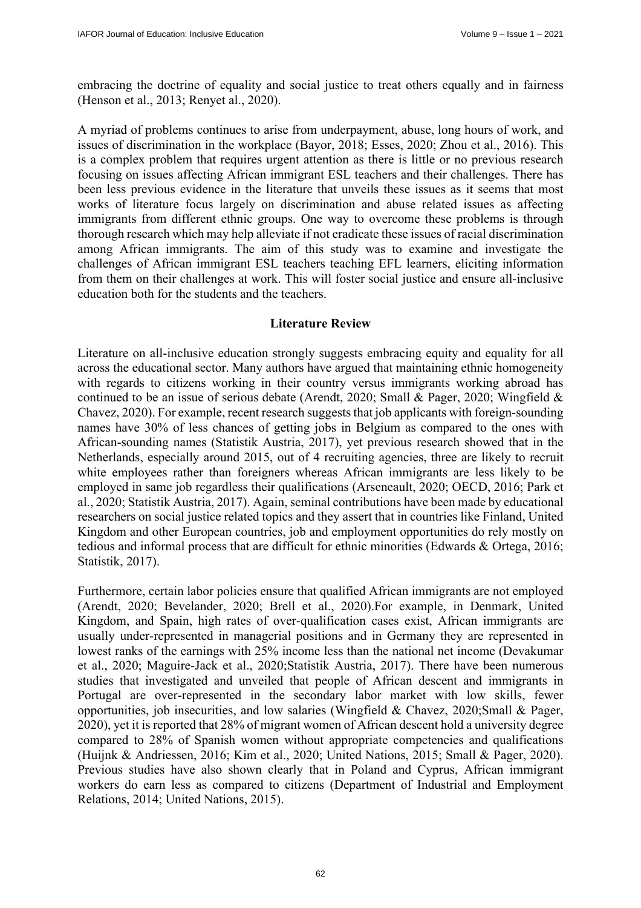embracing the doctrine of equality and social justice to treat others equally and in fairness (Henson et al., 2013; Renyet al., 2020).

A myriad of problems continues to arise from underpayment, abuse, long hours of work, and issues of discrimination in the workplace (Bayor, 2018; Esses, 2020; Zhou et al., 2016). This is a complex problem that requires urgent attention as there is little or no previous research focusing on issues affecting African immigrant ESL teachers and their challenges. There has been less previous evidence in the literature that unveils these issues as it seems that most works of literature focus largely on discrimination and abuse related issues as affecting immigrants from different ethnic groups. One way to overcome these problems is through thorough research which may help alleviate if not eradicate these issues of racial discrimination among African immigrants. The aim of this study was to examine and investigate the challenges of African immigrant ESL teachers teaching EFL learners, eliciting information from them on their challenges at work. This will foster social justice and ensure all-inclusive education both for the students and the teachers.

## Literature Review

Literature on all-inclusive education strongly suggests embracing equity and equality for all across the educational sector. Many authors have argued that maintaining ethnic homogeneity with regards to citizens working in their country versus immigrants working abroad has continued to be an issue of serious debate (Arendt, 2020; Small & Pager, 2020; Wingfield & Chavez, 2020). For example, recent research suggests that job applicants with foreign-sounding names have 30% of less chances of getting jobs in Belgium as compared to the ones with African-sounding names (Statistik Austria, 2017), yet previous research showed that in the Netherlands, especially around 2015, out of 4 recruiting agencies, three are likely to recruit white employees rather than foreigners whereas African immigrants are less likely to be employed in same job regardless their qualifications (Arseneault, 2020; OECD, 2016; Park et al., 2020; Statistik Austria, 2017). Again, seminal contributions have been made by educational researchers on social justice related topics and they assert that in countries like Finland, United Kingdom and other European countries, job and employment opportunities do rely mostly on tedious and informal process that are difficult for ethnic minorities (Edwards & Ortega, 2016; Statistik, 2017).

Furthermore, certain labor policies ensure that qualified African immigrants are not employed (Arendt, 2020; Bevelander, 2020; Brell et al., 2020).For example, in Denmark, United Kingdom, and Spain, high rates of over-qualification cases exist, African immigrants are usually under-represented in managerial positions and in Germany they are represented in lowest ranks of the earnings with 25% income less than the national net income (Devakumar et al., 2020; Maguire-Jack et al., 2020;Statistik Austria, 2017). There have been numerous studies that investigated and unveiled that people of African descent and immigrants in Portugal are over-represented in the secondary labor market with low skills, fewer opportunities, job insecurities, and low salaries (Wingfield & Chavez, 2020;Small & Pager, 2020), yet it is reported that 28% of migrant women of African descent hold a university degree compared to 28% of Spanish women without appropriate competencies and qualifications (Huijnk & Andriessen, 2016; Kim et al., 2020; United Nations, 2015; Small & Pager, 2020). Previous studies have also shown clearly that in Poland and Cyprus, African immigrant workers do earn less as compared to citizens (Department of Industrial and Employment Relations, 2014; United Nations, 2015).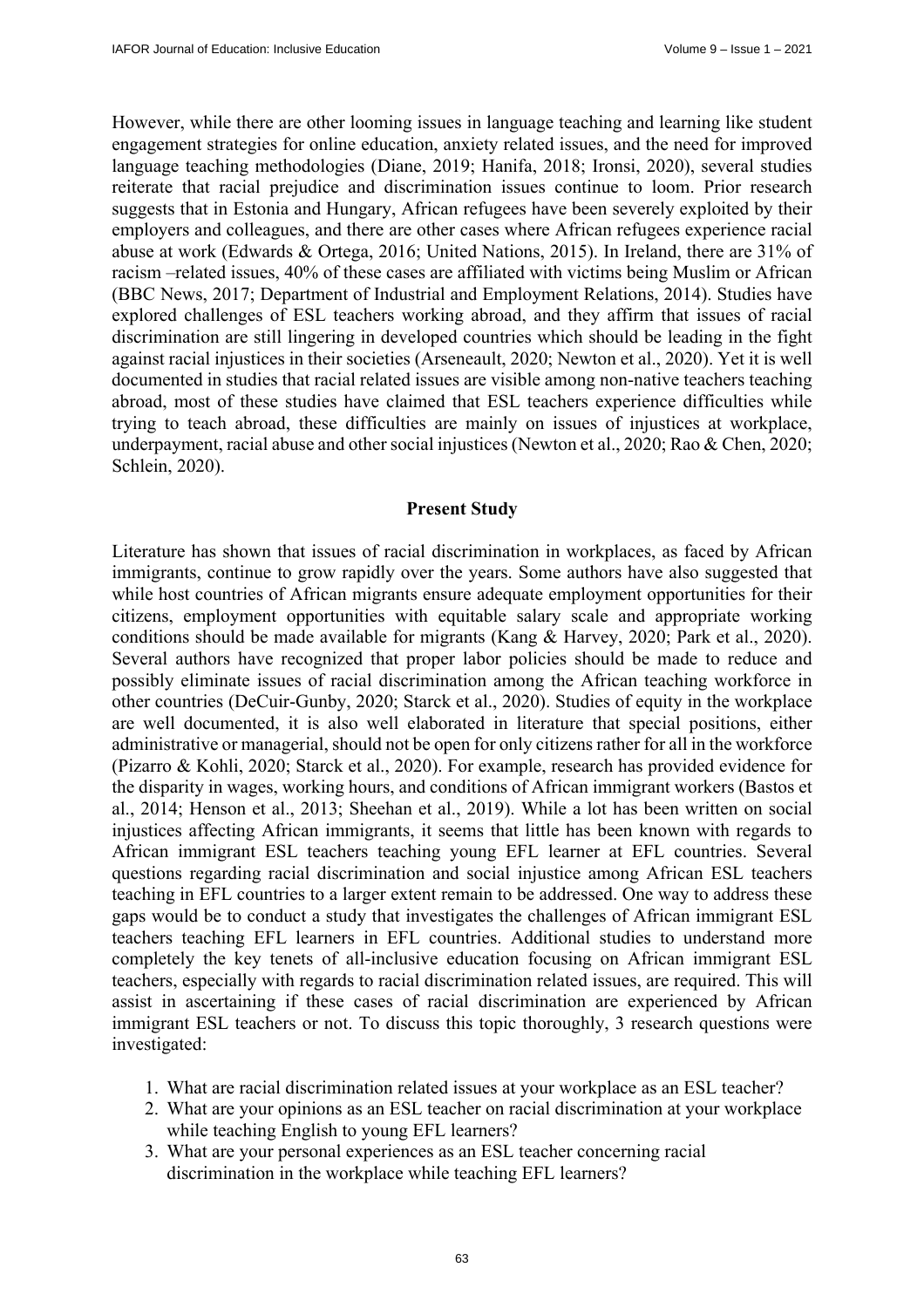However, while there are other looming issues in language teaching and learning like student engagement strategies for online education, anxiety related issues, and the need for improved language teaching methodologies (Diane, 2019; Hanifa, 2018; Ironsi, 2020), several studies reiterate that racial prejudice and discrimination issues continue to loom. Prior research suggests that in Estonia and Hungary, African refugees have been severely exploited by their employers and colleagues, and there are other cases where African refugees experience racial abuse at work (Edwards & Ortega, 2016; United Nations, 2015). In Ireland, there are 31% of racism –related issues, 40% of these cases are affiliated with victims being Muslim or African (BBC News, 2017; Department of Industrial and Employment Relations, 2014). Studies have explored challenges of ESL teachers working abroad, and they affirm that issues of racial discrimination are still lingering in developed countries which should be leading in the fight against racial injustices in their societies (Arseneault, 2020; Newton et al., 2020). Yet it is well documented in studies that racial related issues are visible among non-native teachers teaching abroad, most of these studies have claimed that ESL teachers experience difficulties while trying to teach abroad, these difficulties are mainly on issues of injustices at workplace, underpayment, racial abuse and other social injustices (Newton et al., 2020; Rao & Chen, 2020; Schlein, 2020).

## Present Study

Literature has shown that issues of racial discrimination in workplaces, as faced by African immigrants, continue to grow rapidly over the years. Some authors have also suggested that while host countries of African migrants ensure adequate employment opportunities for their citizens, employment opportunities with equitable salary scale and appropriate working conditions should be made available for migrants (Kang & Harvey, 2020; Park et al., 2020). Several authors have recognized that proper labor policies should be made to reduce and possibly eliminate issues of racial discrimination among the African teaching workforce in other countries (DeCuir-Gunby, 2020; Starck et al., 2020). Studies of equity in the workplace are well documented, it is also well elaborated in literature that special positions, either administrative or managerial, should not be open for only citizens rather for all in the workforce (Pizarro & Kohli, 2020; Starck et al., 2020). For example, research has provided evidence for the disparity in wages, working hours, and conditions of African immigrant workers (Bastos et al., 2014; Henson et al., 2013; Sheehan et al., 2019). While a lot has been written on social injustices affecting African immigrants, it seems that little has been known with regards to African immigrant ESL teachers teaching young EFL learner at EFL countries. Several questions regarding racial discrimination and social injustice among African ESL teachers teaching in EFL countries to a larger extent remain to be addressed. One way to address these gaps would be to conduct a study that investigates the challenges of African immigrant ESL teachers teaching EFL learners in EFL countries. Additional studies to understand more completely the key tenets of all-inclusive education focusing on African immigrant ESL teachers, especially with regards to racial discrimination related issues, are required. This will assist in ascertaining if these cases of racial discrimination are experienced by African immigrant ESL teachers or not. To discuss this topic thoroughly, 3 research questions were investigated:

1. What are racial discrimination related issues at your workplace as an ESL teacher?
2. What are your opinions as an ESL teacher on racial discrimination at your workplace while teaching English to young EFL learners?
3. What are your personal experiences as an ESL teacher concerning racial discrimination in the workplace while teaching EFL learners?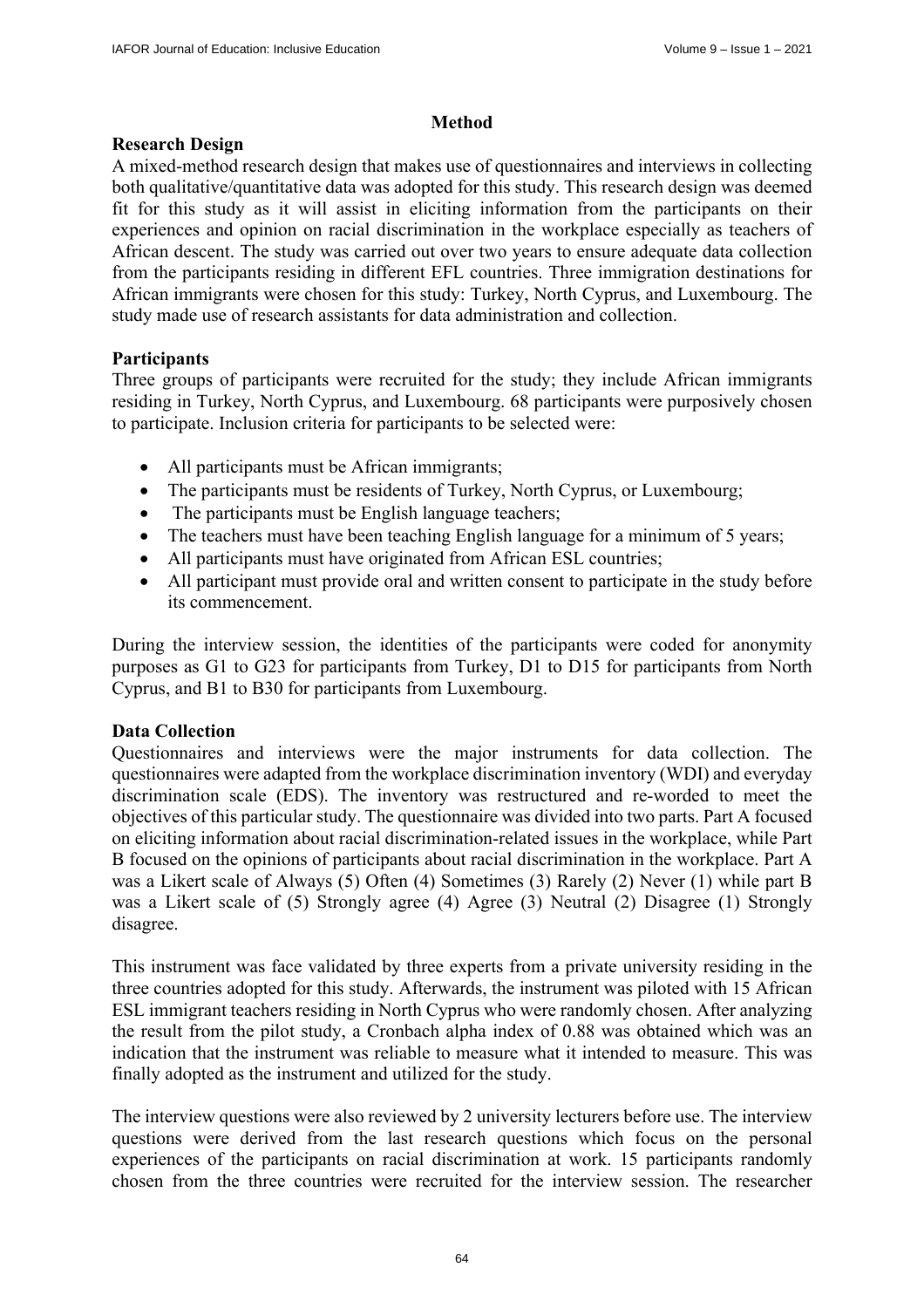## Method

### Research Design

A mixed-method research design that makes use of questionnaires and interviews in collecting both qualitative/quantitative data was adopted for this study. This research design was deemed fit for this study as it will assist in eliciting information from the participants on their experiences and opinion on racial discrimination in the workplace especially as teachers of African descent. The study was carried out over two years to ensure adequate data collection from the participants residing in different EFL countries. Three immigration destinations for African immigrants were chosen for this study: Turkey, North Cyprus, and Luxembourg. The study made use of research assistants for data administration and collection.

### Participants

Three groups of participants were recruited for the study; they include African immigrants residing in Turkey, North Cyprus, and Luxembourg. 68 participants were purposively chosen to participate. Inclusion criteria for participants to be selected were:

- All participants must be African immigrants;
- The participants must be residents of Turkey, North Cyprus, or Luxembourg;
- The participants must be English language teachers;
- The teachers must have been teaching English language for a minimum of 5 years;
- All participants must have originated from African ESL countries;
- All participant must provide oral and written consent to participate in the study before its commencement.

During the interview session, the identities of the participants were coded for anonymity purposes as G1 to G23 for participants from Turkey, D1 to D15 for participants from North Cyprus, and B1 to B30 for participants from Luxembourg.

### Data Collection

Questionnaires and interviews were the major instruments for data collection. The questionnaires were adapted from the workplace discrimination inventory (WDI) and everyday discrimination scale (EDS). The inventory was restructured and re-worded to meet the objectives of this particular study. The questionnaire was divided into two parts. Part A focused on eliciting information about racial discrimination-related issues in the workplace, while Part B focused on the opinions of participants about racial discrimination in the workplace. Part A was a Likert scale of Always (5) Often (4) Sometimes (3) Rarely (2) Never (1) while part B was a Likert scale of (5) Strongly agree (4) Agree (3) Neutral (2) Disagree (1) Strongly disagree.

This instrument was face validated by three experts from a private university residing in the three countries adopted for this study. Afterwards, the instrument was piloted with 15 African ESL immigrant teachers residing in North Cyprus who were randomly chosen. After analyzing the result from the pilot study, a Cronbach alpha index of 0.88 was obtained which was an indication that the instrument was reliable to measure what it intended to measure. This was finally adopted as the instrument and utilized for the study.

The interview questions were also reviewed by 2 university lecturers before use. The interview questions were derived from the last research questions which focus on the personal experiences of the participants on racial discrimination at work. 15 participants randomly chosen from the three countries were recruited for the interview session. The researcher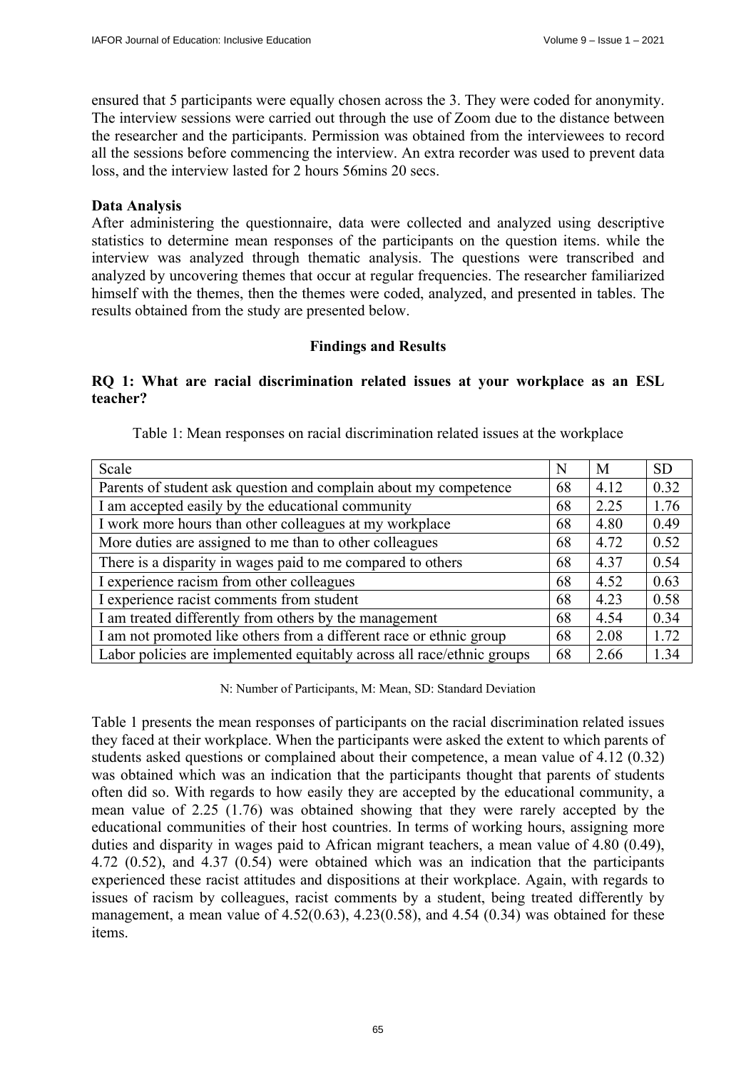ensured that 5 participants were equally chosen across the 3. They were coded for anonymity. The interview sessions were carried out through the use of Zoom due to the distance between the researcher and the participants. Permission was obtained from the interviewees to record all the sessions before commencing the interview. An extra recorder was used to prevent data loss, and the interview lasted for 2 hours 56mins 20 secs.

**Data Analysis**

After administering the questionnaire, data were collected and analyzed using descriptive statistics to determine mean responses of the participants on the question items. while the interview was analyzed through thematic analysis. The questions were transcribed and analyzed by uncovering themes that occur at regular frequencies. The researcher familiarized himself with the themes, then the themes were coded, analyzed, and presented in tables. The results obtained from the study are presented below.

## Findings and Results

### RQ 1: What are racial discrimination related issues at your workplace as an ESL teacher?

Table 1: Mean responses on racial discrimination related issues at the workplace

| Scale | N | M | SD |
|---|---|---|---|
| Parents of student ask question and complain about my competence | 68 | 4.12 | 0.32 |
| I am accepted easily by the educational community | 68 | 2.25 | 1.76 |
| I work more hours than other colleagues at my workplace | 68 | 4.80 | 0.49 |
| More duties are assigned to me than to other colleagues | 68 | 4.72 | 0.52 |
| There is a disparity in wages paid to me compared to others | 68 | 4.37 | 0.54 |
| I experience racism from other colleagues | 68 | 4.52 | 0.63 |
| I experience racist comments from student | 68 | 4.23 | 0.58 |
| I am treated differently from others by the management | 68 | 4.54 | 0.34 |
| I am not promoted like others from a different race or ethnic group | 68 | 2.08 | 1.72 |
| Labor policies are implemented equitably across all race/ethnic groups | 68 | 2.66 | 1.34 |

N: Number of Participants, M: Mean, SD: Standard Deviation

Table 1 presents the mean responses of participants on the racial discrimination related issues they faced at their workplace. When the participants were asked the extent to which parents of students asked questions or complained about their competence, a mean value of 4.12 (0.32) was obtained which was an indication that the participants thought that parents of students often did so. With regards to how easily they are accepted by the educational community, a mean value of 2.25 (1.76) was obtained showing that they were rarely accepted by the educational communities of their host countries. In terms of working hours, assigning more duties and disparity in wages paid to African migrant teachers, a mean value of 4.80 (0.49), 4.72 (0.52), and 4.37 (0.54) were obtained which was an indication that the participants experienced these racist attitudes and dispositions at their workplace. Again, with regards to issues of racism by colleagues, racist comments by a student, being treated differently by management, a mean value of 4.52(0.63), 4.23(0.58), and 4.54 (0.34) was obtained for these items.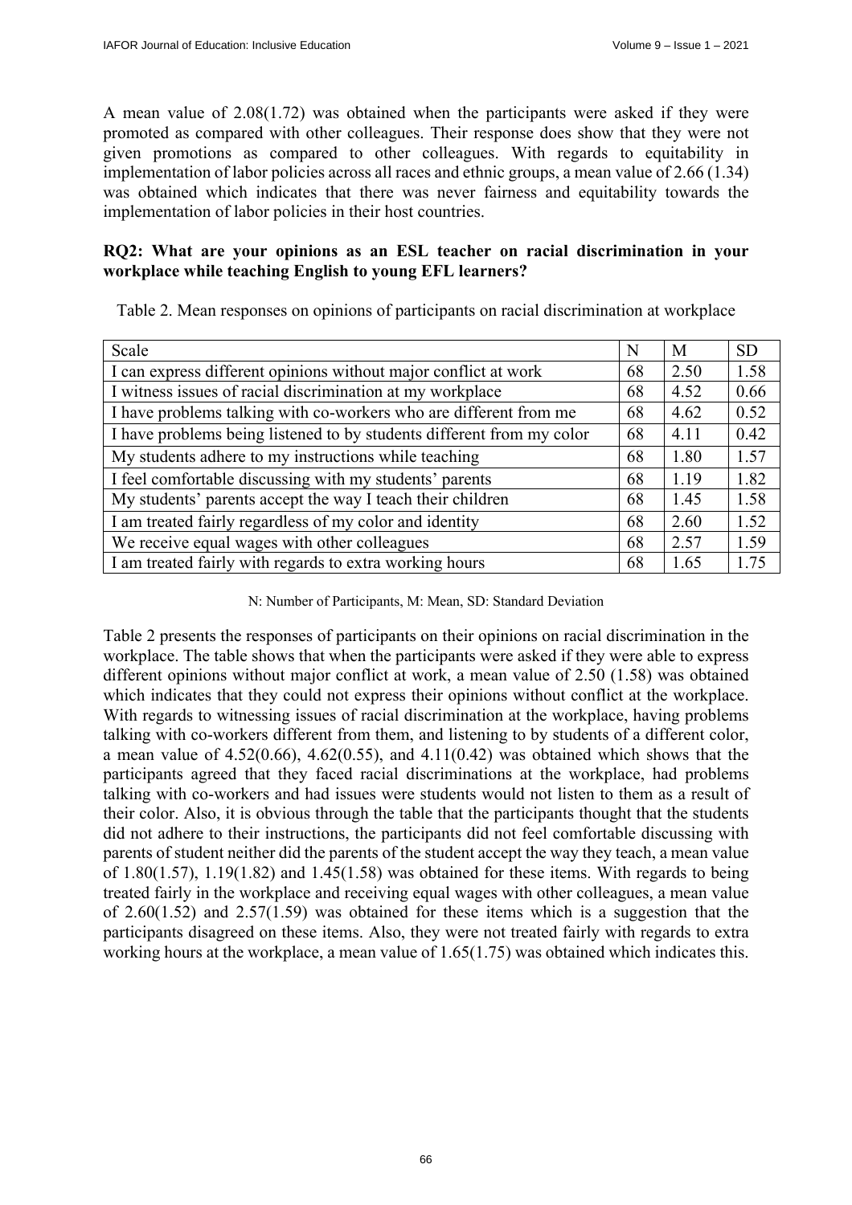A mean value of 2.08(1.72) was obtained when the participants were asked if they were promoted as compared with other colleagues. Their response does show that they were not given promotions as compared to other colleagues. With regards to equitability in implementation of labor policies across all races and ethnic groups, a mean value of 2.66 (1.34) was obtained which indicates that there was never fairness and equitability towards the implementation of labor policies in their host countries.

**RQ2: What are your opinions as an ESL teacher on racial discrimination in your workplace while teaching English to young EFL learners?**

Table 2. Mean responses on opinions of participants on racial discrimination at workplace

| Scale | N | M | SD |
|---|---|---|---|
| I can express different opinions without major conflict at work | 68 | 2.50 | 1.58 |
| I witness issues of racial discrimination at my workplace | 68 | 4.52 | 0.66 |
| I have problems talking with co-workers who are different from me | 68 | 4.62 | 0.52 |
| I have problems being listened to by students different from my color | 68 | 4.11 | 0.42 |
| My students adhere to my instructions while teaching | 68 | 1.80 | 1.57 |
| I feel comfortable discussing with my students' parents | 68 | 1.19 | 1.82 |
| My students' parents accept the way I teach their children | 68 | 1.45 | 1.58 |
| I am treated fairly regardless of my color and identity | 68 | 2.60 | 1.52 |
| We receive equal wages with other colleagues | 68 | 2.57 | 1.59 |
| I am treated fairly with regards to extra working hours | 68 | 1.65 | 1.75 |

N: Number of Participants, M: Mean, SD: Standard Deviation

Table 2 presents the responses of participants on their opinions on racial discrimination in the workplace. The table shows that when the participants were asked if they were able to express different opinions without major conflict at work, a mean value of 2.50 (1.58) was obtained which indicates that they could not express their opinions without conflict at the workplace. With regards to witnessing issues of racial discrimination at the workplace, having problems talking with co-workers different from them, and listening to by students of a different color, a mean value of 4.52(0.66), 4.62(0.55), and 4.11(0.42) was obtained which shows that the participants agreed that they faced racial discriminations at the workplace, had problems talking with co-workers and had issues were students would not listen to them as a result of their color. Also, it is obvious through the table that the participants thought that the students did not adhere to their instructions, the participants did not feel comfortable discussing with parents of student neither did the parents of the student accept the way they teach, a mean value of 1.80(1.57), 1.19(1.82) and 1.45(1.58) was obtained for these items. With regards to being treated fairly in the workplace and receiving equal wages with other colleagues, a mean value of 2.60(1.52) and 2.57(1.59) was obtained for these items which is a suggestion that the participants disagreed on these items. Also, they were not treated fairly with regards to extra working hours at the workplace, a mean value of 1.65(1.75) was obtained which indicates this.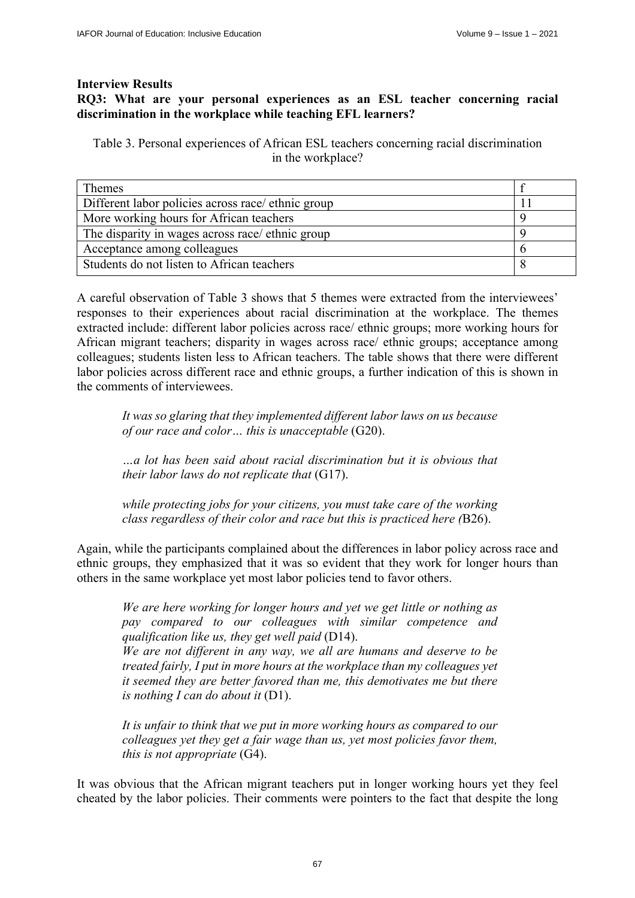**Interview Results**

**RQ3: What are your personal experiences as an ESL teacher concerning racial discrimination in the workplace while teaching EFL learners?**

Table 3. Personal experiences of African ESL teachers concerning racial discrimination in the workplace?

| Themes | f |
|---|---|
| Different labor policies across race/ ethnic group | 11 |
| More working hours for African teachers | 9 |
| The disparity in wages across race/ ethnic group | 9 |
| Acceptance among colleagues | 6 |
| Students do not listen to African teachers | 8 |

A careful observation of Table 3 shows that 5 themes were extracted from the interviewees' responses to their experiences about racial discrimination at the workplace. The themes extracted include: different labor policies across race/ ethnic groups; more working hours for African migrant teachers; disparity in wages across race/ ethnic groups; acceptance among colleagues; students listen less to African teachers. The table shows that there were different labor policies across different race and ethnic groups, a further indication of this is shown in the comments of interviewees.

> *It was so glaring that they implemented different labor laws on us because of our race and color… this is unacceptable* (G20).
>
> *…a lot has been said about racial discrimination but it is obvious that their labor laws do not replicate that* (G17).
>
> *while protecting jobs for your citizens, you must take care of the working class regardless of their color and race but this is practiced here (*B26).

Again, while the participants complained about the differences in labor policy across race and ethnic groups, they emphasized that it was so evident that they work for longer hours than others in the same workplace yet most labor policies tend to favor others.

> *We are here working for longer hours and yet we get little or nothing as pay compared to our colleagues with similar competence and qualification like us, they get well paid* (D14).
> *We are not different in any way, we all are humans and deserve to be treated fairly, I put in more hours at the workplace than my colleagues yet it seemed they are better favored than me, this demotivates me but there is nothing I can do about it* (D1).
>
> *It is unfair to think that we put in more working hours as compared to our colleagues yet they get a fair wage than us, yet most policies favor them, this is not appropriate* (G4).

It was obvious that the African migrant teachers put in longer working hours yet they feel cheated by the labor policies. Their comments were pointers to the fact that despite the long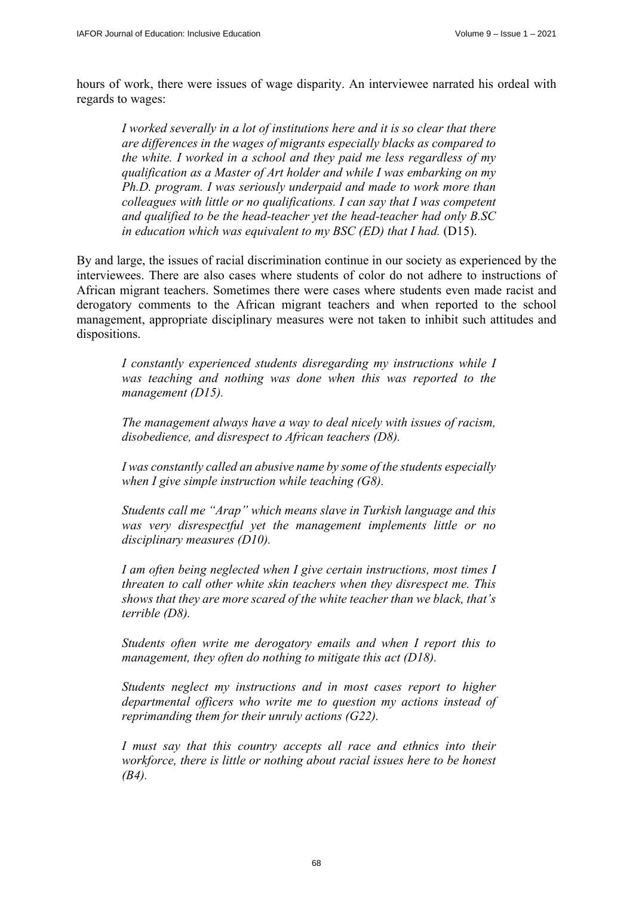hours of work, there were issues of wage disparity. An interviewee narrated his ordeal with regards to wages:

> *I worked severally in a lot of institutions here and it is so clear that there are differences in the wages of migrants especially blacks as compared to the white. I worked in a school and they paid me less regardless of my qualification as a Master of Art holder and while I was embarking on my Ph.D. program. I was seriously underpaid and made to work more than colleagues with little or no qualifications. I can say that I was competent and qualified to be the head-teacher yet the head-teacher had only B.SC in education which was equivalent to my BSC (ED) that I had.* (D15).

By and large, the issues of racial discrimination continue in our society as experienced by the interviewees. There are also cases where students of color do not adhere to instructions of African migrant teachers. Sometimes there were cases where students even made racist and derogatory comments to the African migrant teachers and when reported to the school management, appropriate disciplinary measures were not taken to inhibit such attitudes and dispositions.

> *I constantly experienced students disregarding my instructions while I was teaching and nothing was done when this was reported to the management (D15).*
>
> *The management always have a way to deal nicely with issues of racism, disobedience, and disrespect to African teachers (D8).*
>
> *I was constantly called an abusive name by some of the students especially when I give simple instruction while teaching (G8).*
>
> *Students call me "Arap" which means slave in Turkish language and this was very disrespectful yet the management implements little or no disciplinary measures (D10).*
>
> *I am often being neglected when I give certain instructions, most times I threaten to call other white skin teachers when they disrespect me. This shows that they are more scared of the white teacher than we black, that's terrible (D8).*
>
> *Students often write me derogatory emails and when I report this to management, they often do nothing to mitigate this act (D18).*
>
> *Students neglect my instructions and in most cases report to higher departmental officers who write me to question my actions instead of reprimanding them for their unruly actions (G22).*
>
> *I must say that this country accepts all race and ethnics into their workforce, there is little or nothing about racial issues here to be honest (B4).*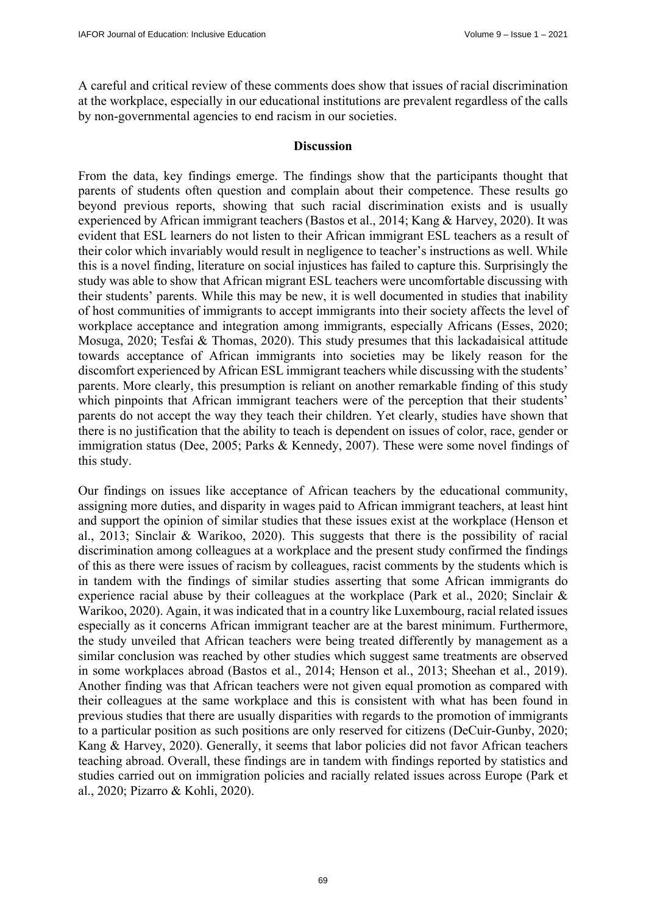A careful and critical review of these comments does show that issues of racial discrimination at the workplace, especially in our educational institutions are prevalent regardless of the calls by non-governmental agencies to end racism in our societies.

## Discussion

From the data, key findings emerge. The findings show that the participants thought that parents of students often question and complain about their competence. These results go beyond previous reports, showing that such racial discrimination exists and is usually experienced by African immigrant teachers (Bastos et al., 2014; Kang & Harvey, 2020). It was evident that ESL learners do not listen to their African immigrant ESL teachers as a result of their color which invariably would result in negligence to teacher's instructions as well. While this is a novel finding, literature on social injustices has failed to capture this. Surprisingly the study was able to show that African migrant ESL teachers were uncomfortable discussing with their students' parents. While this may be new, it is well documented in studies that inability of host communities of immigrants to accept immigrants into their society affects the level of workplace acceptance and integration among immigrants, especially Africans (Esses, 2020; Mosuga, 2020; Tesfai & Thomas, 2020). This study presumes that this lackadaisical attitude towards acceptance of African immigrants into societies may be likely reason for the discomfort experienced by African ESL immigrant teachers while discussing with the students' parents. More clearly, this presumption is reliant on another remarkable finding of this study which pinpoints that African immigrant teachers were of the perception that their students' parents do not accept the way they teach their children. Yet clearly, studies have shown that there is no justification that the ability to teach is dependent on issues of color, race, gender or immigration status (Dee, 2005; Parks & Kennedy, 2007). These were some novel findings of this study.

Our findings on issues like acceptance of African teachers by the educational community, assigning more duties, and disparity in wages paid to African immigrant teachers, at least hint and support the opinion of similar studies that these issues exist at the workplace (Henson et al., 2013; Sinclair & Warikoo, 2020). This suggests that there is the possibility of racial discrimination among colleagues at a workplace and the present study confirmed the findings of this as there were issues of racism by colleagues, racist comments by the students which is in tandem with the findings of similar studies asserting that some African immigrants do experience racial abuse by their colleagues at the workplace (Park et al., 2020; Sinclair & Warikoo, 2020). Again, it was indicated that in a country like Luxembourg, racial related issues especially as it concerns African immigrant teacher are at the barest minimum. Furthermore, the study unveiled that African teachers were being treated differently by management as a similar conclusion was reached by other studies which suggest same treatments are observed in some workplaces abroad (Bastos et al., 2014; Henson et al., 2013; Sheehan et al., 2019). Another finding was that African teachers were not given equal promotion as compared with their colleagues at the same workplace and this is consistent with what has been found in previous studies that there are usually disparities with regards to the promotion of immigrants to a particular position as such positions are only reserved for citizens (DeCuir-Gunby, 2020; Kang & Harvey, 2020). Generally, it seems that labor policies did not favor African teachers teaching abroad. Overall, these findings are in tandem with findings reported by statistics and studies carried out on immigration policies and racially related issues across Europe (Park et al., 2020; Pizarro & Kohli, 2020).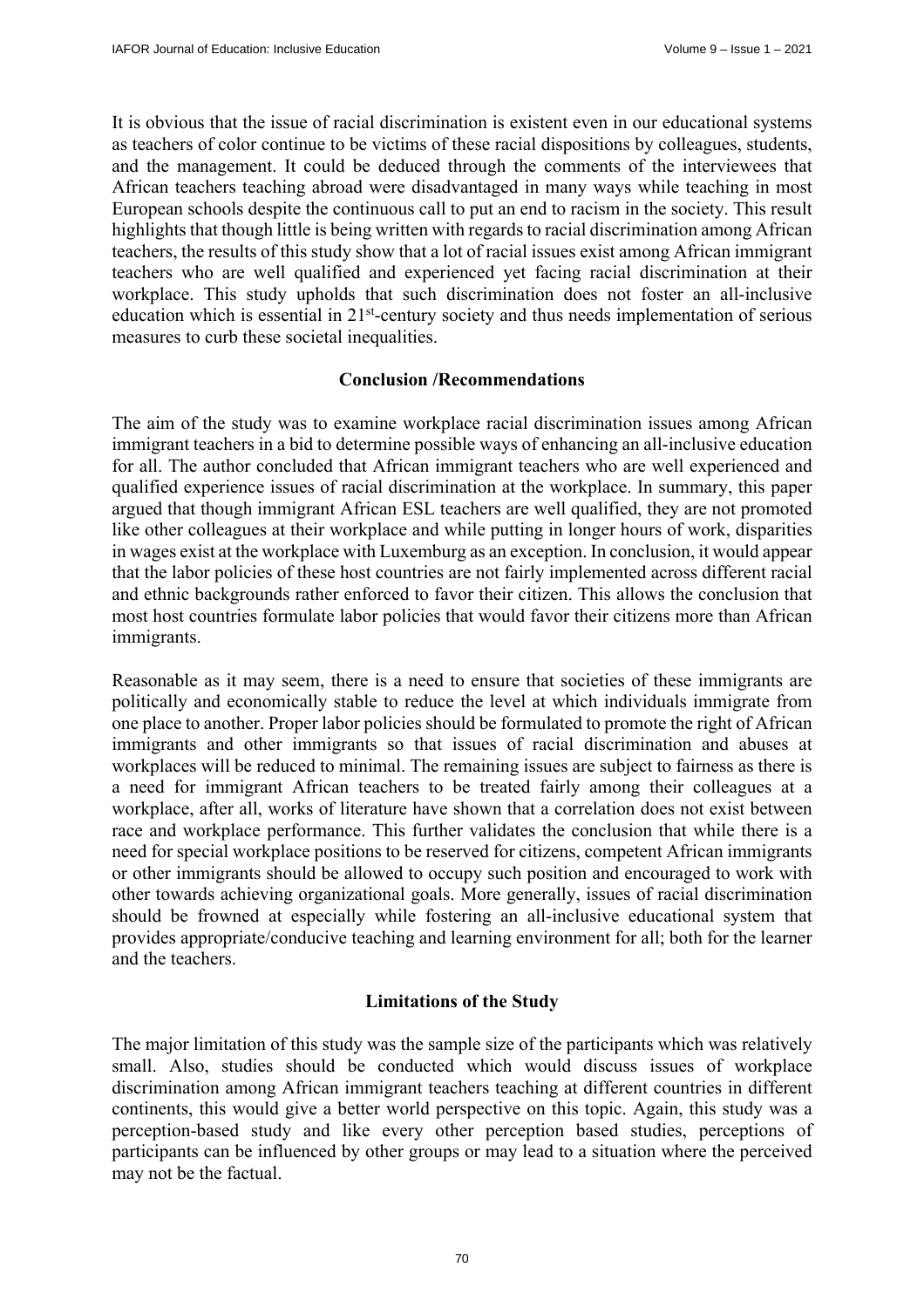It is obvious that the issue of racial discrimination is existent even in our educational systems as teachers of color continue to be victims of these racial dispositions by colleagues, students, and the management. It could be deduced through the comments of the interviewees that African teachers teaching abroad were disadvantaged in many ways while teaching in most European schools despite the continuous call to put an end to racism in the society. This result highlights that though little is being written with regards to racial discrimination among African teachers, the results of this study show that a lot of racial issues exist among African immigrant teachers who are well qualified and experienced yet facing racial discrimination at their workplace. This study upholds that such discrimination does not foster an all-inclusive education which is essential in 21st-century society and thus needs implementation of serious measures to curb these societal inequalities.

## Conclusion /Recommendations

The aim of the study was to examine workplace racial discrimination issues among African immigrant teachers in a bid to determine possible ways of enhancing an all-inclusive education for all. The author concluded that African immigrant teachers who are well experienced and qualified experience issues of racial discrimination at the workplace. In summary, this paper argued that though immigrant African ESL teachers are well qualified, they are not promoted like other colleagues at their workplace and while putting in longer hours of work, disparities in wages exist at the workplace with Luxemburg as an exception. In conclusion, it would appear that the labor policies of these host countries are not fairly implemented across different racial and ethnic backgrounds rather enforced to favor their citizen. This allows the conclusion that most host countries formulate labor policies that would favor their citizens more than African immigrants.

Reasonable as it may seem, there is a need to ensure that societies of these immigrants are politically and economically stable to reduce the level at which individuals immigrate from one place to another. Proper labor policies should be formulated to promote the right of African immigrants and other immigrants so that issues of racial discrimination and abuses at workplaces will be reduced to minimal. The remaining issues are subject to fairness as there is a need for immigrant African teachers to be treated fairly among their colleagues at a workplace, after all, works of literature have shown that a correlation does not exist between race and workplace performance. This further validates the conclusion that while there is a need for special workplace positions to be reserved for citizens, competent African immigrants or other immigrants should be allowed to occupy such position and encouraged to work with other towards achieving organizational goals. More generally, issues of racial discrimination should be frowned at especially while fostering an all-inclusive educational system that provides appropriate/conducive teaching and learning environment for all; both for the learner and the teachers.

## Limitations of the Study

The major limitation of this study was the sample size of the participants which was relatively small. Also, studies should be conducted which would discuss issues of workplace discrimination among African immigrant teachers teaching at different countries in different continents, this would give a better world perspective on this topic. Again, this study was a perception-based study and like every other perception based studies, perceptions of participants can be influenced by other groups or may lead to a situation where the perceived may not be the factual.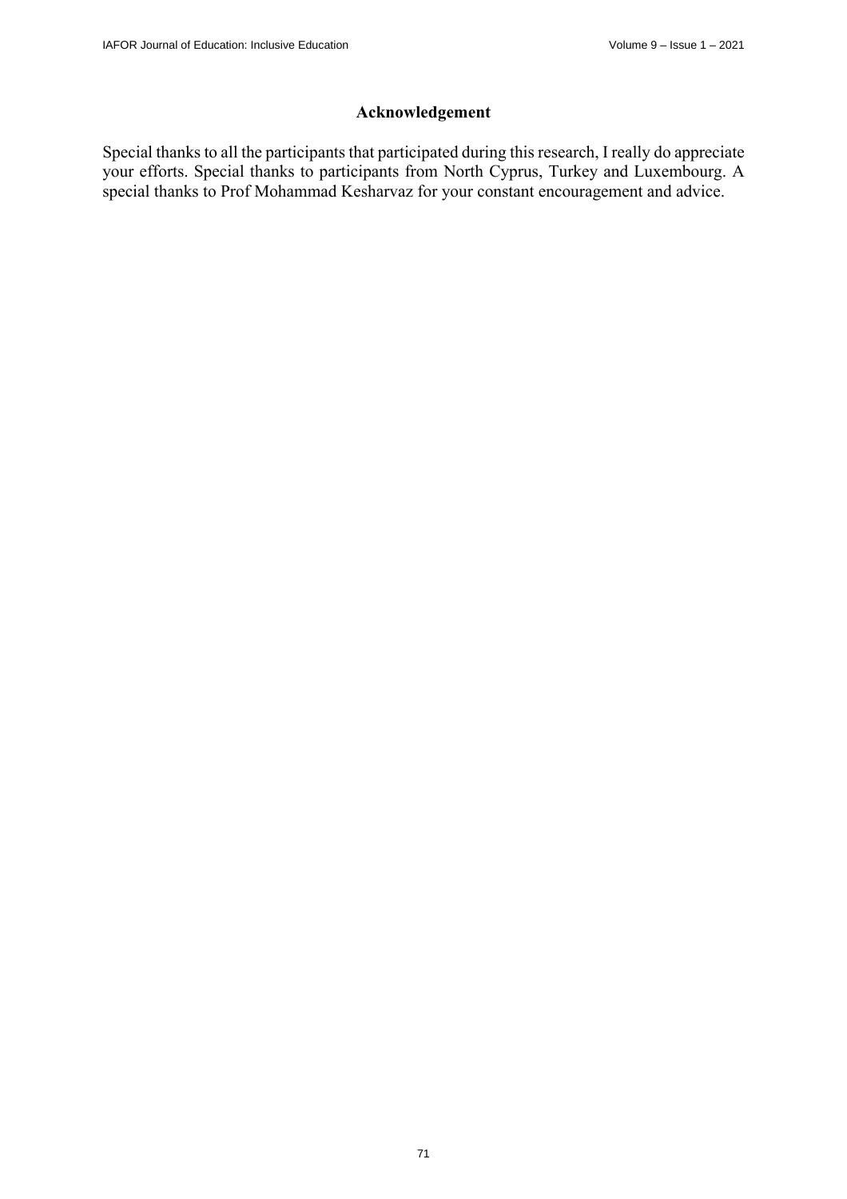## Acknowledgement

Special thanks to all the participants that participated during this research, I really do appreciate your efforts. Special thanks to participants from North Cyprus, Turkey and Luxembourg. A special thanks to Prof Mohammad Kesharvaz for your constant encouragement and advice.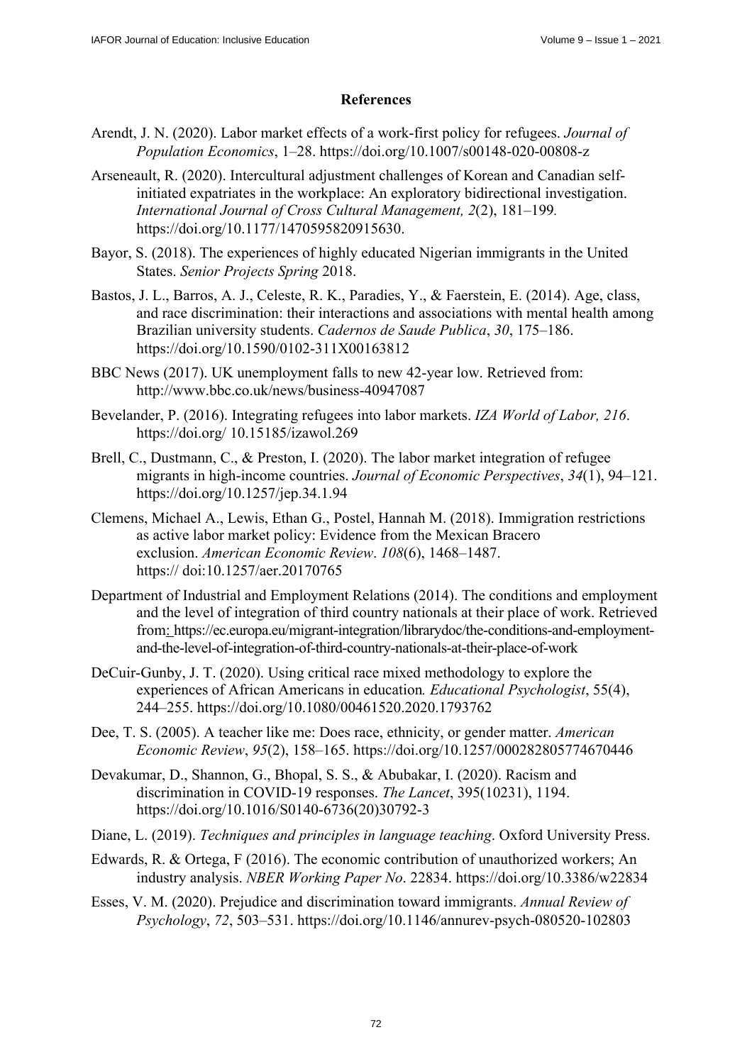## References

Arendt, J. N. (2020). Labor market effects of a work-first policy for refugees. *Journal of Population Economics*, 1–28. https://doi.org/10.1007/s00148-020-00808-z

Arseneault, R. (2020). Intercultural adjustment challenges of Korean and Canadian self-initiated expatriates in the workplace: An exploratory bidirectional investigation. *International Journal of Cross Cultural Management, 2*(2), 181–199. https://doi.org/10.1177/1470595820915630.

Bayor, S. (2018). The experiences of highly educated Nigerian immigrants in the United States. *Senior Projects Spring* 2018.

Bastos, J. L., Barros, A. J., Celeste, R. K., Paradies, Y., & Faerstein, E. (2014). Age, class, and race discrimination: their interactions and associations with mental health among Brazilian university students. *Cadernos de Saude Publica*, *30*, 175–186. https://doi.org/10.1590/0102-311X00163812

BBC News (2017). UK unemployment falls to new 42-year low. Retrieved from: http://www.bbc.co.uk/news/business-40947087

Bevelander, P. (2016). Integrating refugees into labor markets. *IZA World of Labor, 216*. https://doi.org/ 10.15185/izawol.269

Brell, C., Dustmann, C., & Preston, I. (2020). The labor market integration of refugee migrants in high-income countries. *Journal of Economic Perspectives*, *34*(1), 94–121. https://doi.org/10.1257/jep.34.1.94

Clemens, Michael A., Lewis, Ethan G., Postel, Hannah M. (2018). Immigration restrictions as active labor market policy: Evidence from the Mexican Bracero exclusion. *American Economic Review*. *108*(6), 1468–1487. https:// doi:10.1257/aer.20170765

Department of Industrial and Employment Relations (2014). The conditions and employment and the level of integration of third country nationals at their place of work. Retrieved from: https://ec.europa.eu/migrant-integration/librarydoc/the-conditions-and-employment-and-the-level-of-integration-of-third-country-nationals-at-their-place-of-work

DeCuir-Gunby, J. T. (2020). Using critical race mixed methodology to explore the experiences of African Americans in education*. Educational Psychologist*, 55(4), 244–255. https://doi.org/10.1080/00461520.2020.1793762

Dee, T. S. (2005). A teacher like me: Does race, ethnicity, or gender matter. *American Economic Review*, *95*(2), 158–165. https://doi.org/10.1257/000282805774670446

Devakumar, D., Shannon, G., Bhopal, S. S., & Abubakar, I. (2020). Racism and discrimination in COVID-19 responses. *The Lancet*, 395(10231), 1194. https://doi.org/10.1016/S0140-6736(20)30792-3

Diane, L. (2019). *Techniques and principles in language teaching*. Oxford University Press.

Edwards, R. & Ortega, F (2016). The economic contribution of unauthorized workers; An industry analysis. *NBER Working Paper No*. 22834. https://doi.org/10.3386/w22834

Esses, V. M. (2020). Prejudice and discrimination toward immigrants. *Annual Review of Psychology*, *72*, 503–531. https://doi.org/10.1146/annurev-psych-080520-102803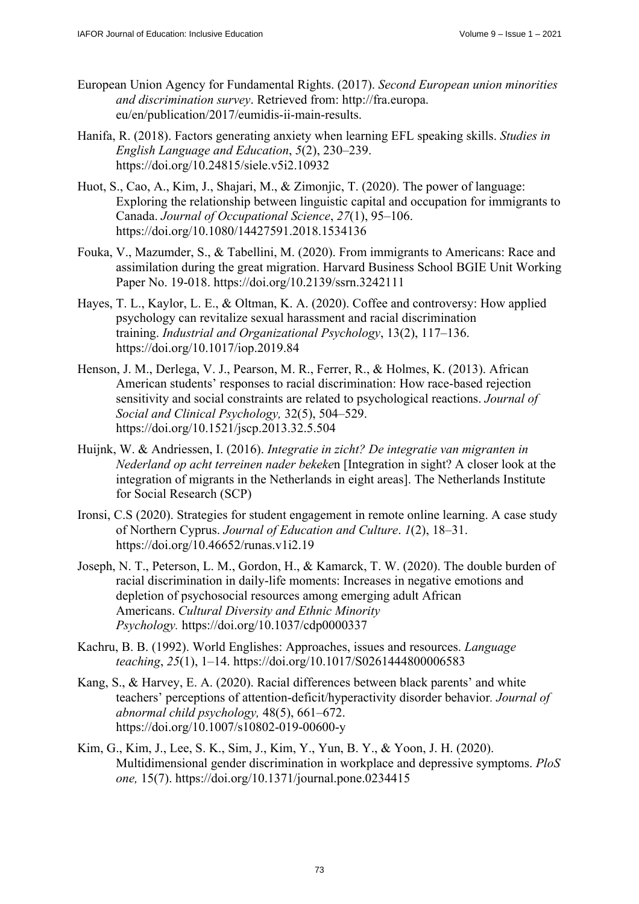European Union Agency for Fundamental Rights. (2017). *Second European union minorities and discrimination survey*. Retrieved from: http://fra.europa.eu/en/publication/2017/eumidis-ii-main-results.

Hanifa, R. (2018). Factors generating anxiety when learning EFL speaking skills. *Studies in English Language and Education*, *5*(2), 230–239. https://doi.org/10.24815/siele.v5i2.10932

Huot, S., Cao, A., Kim, J., Shajari, M., & Zimonjic, T. (2020). The power of language: Exploring the relationship between linguistic capital and occupation for immigrants to Canada. *Journal of Occupational Science*, *27*(1), 95–106. https://doi.org/10.1080/14427591.2018.1534136

Fouka, V., Mazumder, S., & Tabellini, M. (2020). From immigrants to Americans: Race and assimilation during the great migration. Harvard Business School BGIE Unit Working Paper No. 19-018. https://doi.org/10.2139/ssrn.3242111

Hayes, T. L., Kaylor, L. E., & Oltman, K. A. (2020). Coffee and controversy: How applied psychology can revitalize sexual harassment and racial discrimination training. *Industrial and Organizational Psychology*, 13(2), 117–136. https://doi.org/10.1017/iop.2019.84

Henson, J. M., Derlega, V. J., Pearson, M. R., Ferrer, R., & Holmes, K. (2013). African American students' responses to racial discrimination: How race-based rejection sensitivity and social constraints are related to psychological reactions. *Journal of Social and Clinical Psychology,* 32(5), 504–529. https://doi.org/10.1521/jscp.2013.32.5.504

Huijnk, W. & Andriessen, I. (2016). *Integratie in zicht? De integratie van migranten in Nederland op acht terreinen nader bekeke*n [Integration in sight? A closer look at the integration of migrants in the Netherlands in eight areas]. The Netherlands Institute for Social Research (SCP)

Ironsi, C.S (2020). Strategies for student engagement in remote online learning. A case study of Northern Cyprus. *Journal of Education and Culture*. *1*(2), 18–31. https://doi.org/10.46652/runas.v1i2.19

Joseph, N. T., Peterson, L. M., Gordon, H., & Kamarck, T. W. (2020). The double burden of racial discrimination in daily-life moments: Increases in negative emotions and depletion of psychosocial resources among emerging adult African Americans. *Cultural Diversity and Ethnic Minority Psychology.* https://doi.org/10.1037/cdp0000337

Kachru, B. B. (1992). World Englishes: Approaches, issues and resources. *Language teaching*, *25*(1), 1–14. https://doi.org/10.1017/S0261444800006583

Kang, S., & Harvey, E. A. (2020). Racial differences between black parents' and white teachers' perceptions of attention-deficit/hyperactivity disorder behavior*. Journal of abnormal child psychology,* 48(5), 661–672. https://doi.org/10.1007/s10802-019-00600-y

Kim, G., Kim, J., Lee, S. K., Sim, J., Kim, Y., Yun, B. Y., & Yoon, J. H. (2020). Multidimensional gender discrimination in workplace and depressive symptoms. *PloS one,* 15(7). https://doi.org/10.1371/journal.pone.0234415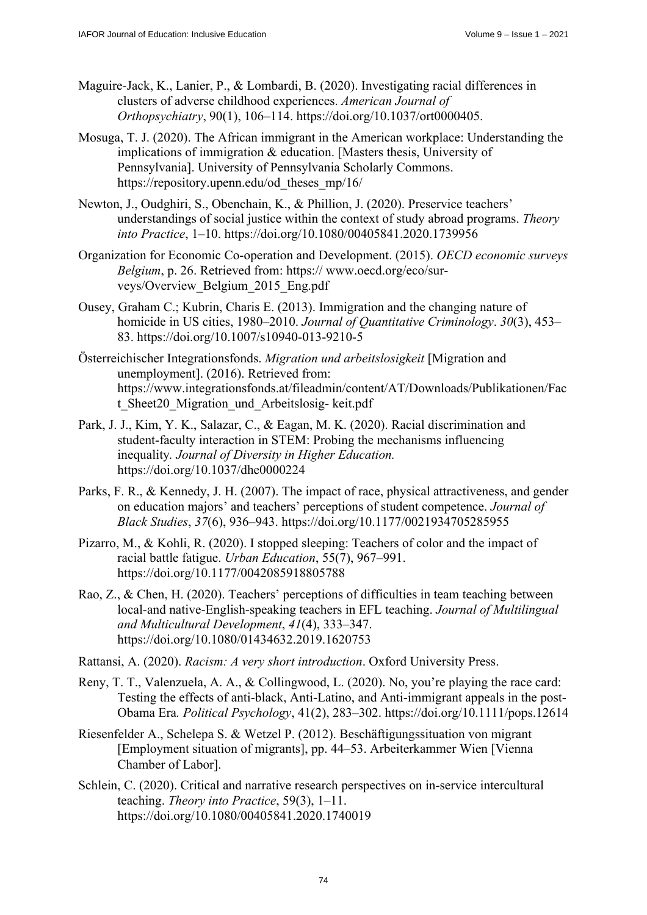Maguire-Jack, K., Lanier, P., & Lombardi, B. (2020). Investigating racial differences in clusters of adverse childhood experiences. *American Journal of Orthopsychiatry*, 90(1), 106–114. https://doi.org/10.1037/ort0000405.

Mosuga, T. J. (2020). The African immigrant in the American workplace: Understanding the implications of immigration & education. [Masters thesis, University of Pennsylvania]. University of Pennsylvania Scholarly Commons. https://repository.upenn.edu/od_theses_mp/16/

Newton, J., Oudghiri, S., Obenchain, K., & Phillion, J. (2020). Preservice teachers' understandings of social justice within the context of study abroad programs. *Theory into Practice*, 1–10. https://doi.org/10.1080/00405841.2020.1739956

Organization for Economic Co-operation and Development. (2015). *OECD economic surveys Belgium*, p. 26. Retrieved from: https:// www.oecd.org/eco/sur-veys/Overview_Belgium_2015_Eng.pdf

Ousey, Graham C.; Kubrin, Charis E. (2013). Immigration and the changing nature of homicide in US cities, 1980–2010. *Journal of Quantitative Criminology*. *30*(3), 453–83. https://doi.org/10.1007/s10940-013-9210-5

Österreichischer Integrationsfonds. *Migration und arbeitslosigkeit* [Migration and unemployment]. (2016). Retrieved from: https://www.integrationsfonds.at/fileadmin/content/AT/Downloads/Publikationen/Fact_Sheet20_Migration_und_Arbeitslosig- keit.pdf

Park, J. J., Kim, Y. K., Salazar, C., & Eagan, M. K. (2020). Racial discrimination and student-faculty interaction in STEM: Probing the mechanisms influencing inequality. *Journal of Diversity in Higher Education.* https://doi.org/10.1037/dhe0000224

Parks, F. R., & Kennedy, J. H. (2007). The impact of race, physical attractiveness, and gender on education majors' and teachers' perceptions of student competence. *Journal of Black Studies*, *37*(6), 936–943. https://doi.org/10.1177/0021934705285955

Pizarro, M., & Kohli, R. (2020). I stopped sleeping: Teachers of color and the impact of racial battle fatigue. *Urban Education*, 55(7), 967–991. https://doi.org/10.1177/0042085918805788

Rao, Z., & Chen, H. (2020). Teachers' perceptions of difficulties in team teaching between local-and native-English-speaking teachers in EFL teaching. *Journal of Multilingual and Multicultural Development*, *41*(4), 333–347. https://doi.org/10.1080/01434632.2019.1620753

Rattansi, A. (2020). *Racism: A very short introduction*. Oxford University Press.

Reny, T. T., Valenzuela, A. A., & Collingwood, L. (2020). No, you're playing the race card: Testing the effects of anti-black, Anti-Latino, and Anti-immigrant appeals in the post-Obama Era*. Political Psychology*, 41(2), 283–302. https://doi.org/10.1111/pops.12614

Riesenfelder A., Schelepa S. & Wetzel P. (2012). Beschäftigungssituation von migrant [Employment situation of migrants], pp. 44–53. Arbeiterkammer Wien [Vienna Chamber of Labor].

Schlein, C. (2020). Critical and narrative research perspectives on in-service intercultural teaching. *Theory into Practice*, 59(3), 1–11. https://doi.org/10.1080/00405841.2020.1740019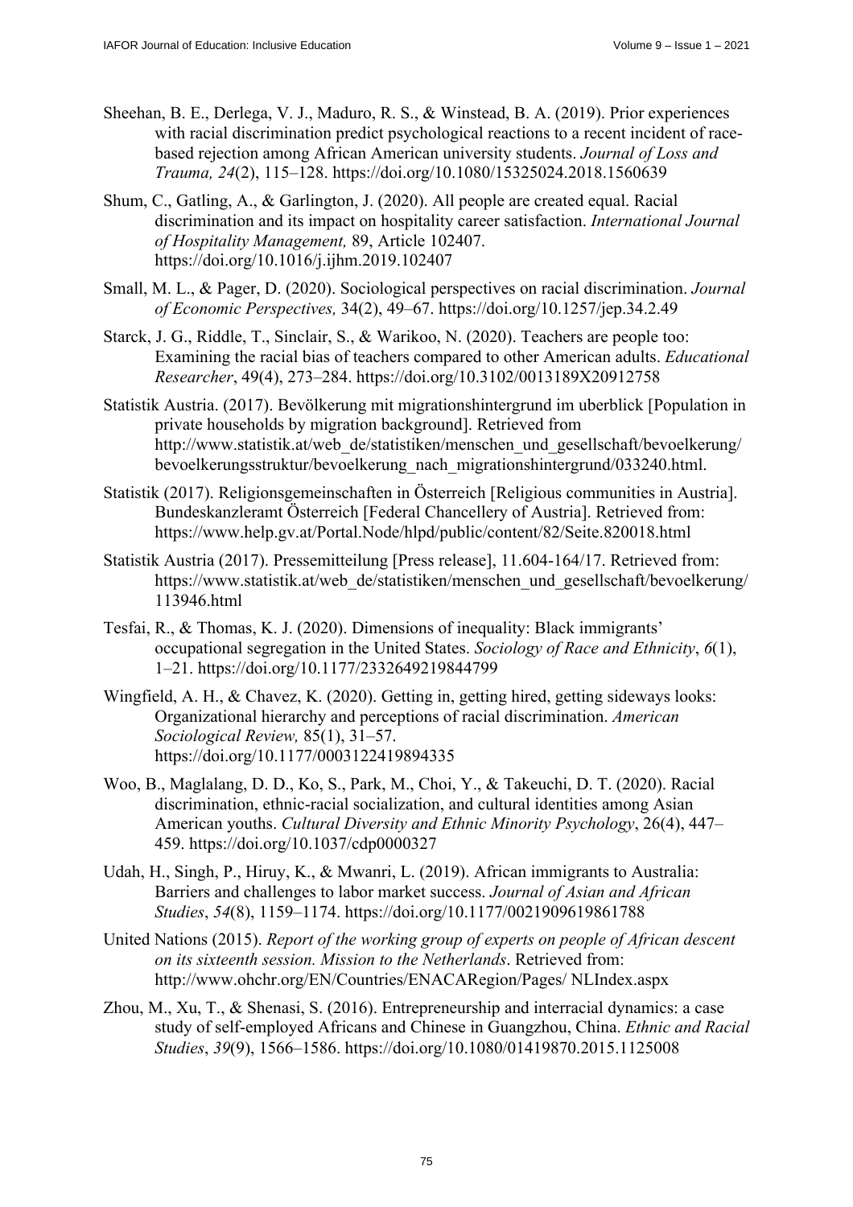Sheehan, B. E., Derlega, V. J., Maduro, R. S., & Winstead, B. A. (2019). Prior experiences with racial discrimination predict psychological reactions to a recent incident of race-based rejection among African American university students. *Journal of Loss and Trauma, 24*(2), 115–128. https://doi.org/10.1080/15325024.2018.1560639

Shum, C., Gatling, A., & Garlington, J. (2020). All people are created equal. Racial discrimination and its impact on hospitality career satisfaction. *International Journal of Hospitality Management,* 89, Article 102407. https://doi.org/10.1016/j.ijhm.2019.102407

Small, M. L., & Pager, D. (2020). Sociological perspectives on racial discrimination. *Journal of Economic Perspectives,* 34(2), 49–67. https://doi.org/10.1257/jep.34.2.49

Starck, J. G., Riddle, T., Sinclair, S., & Warikoo, N. (2020). Teachers are people too: Examining the racial bias of teachers compared to other American adults. *Educational Researcher*, 49(4), 273–284. https://doi.org/10.3102/0013189X20912758

Statistik Austria. (2017). Bevölkerung mit migrationshintergrund im uberblick [Population in private households by migration background]. Retrieved from http://www.statistik.at/web_de/statistiken/menschen_und_gesellschaft/bevoelkerung/bevoelkerungsstruktur/bevoelkerung_nach_migrationshintergrund/033240.html.

Statistik (2017). Religionsgemeinschaften in Österreich [Religious communities in Austria]. Bundeskanzleramt Österreich [Federal Chancellery of Austria]. Retrieved from: https://www.help.gv.at/Portal.Node/hlpd/public/content/82/Seite.820018.html

Statistik Austria (2017). Pressemitteilung [Press release], 11.604-164/17. Retrieved from: https://www.statistik.at/web_de/statistiken/menschen_und_gesellschaft/bevoelkerung/113946.html

Tesfai, R., & Thomas, K. J. (2020). Dimensions of inequality: Black immigrants' occupational segregation in the United States. *Sociology of Race and Ethnicity*, *6*(1), 1–21. https://doi.org/10.1177/2332649219844799

Wingfield, A. H., & Chavez, K. (2020). Getting in, getting hired, getting sideways looks: Organizational hierarchy and perceptions of racial discrimination. *American Sociological Review,* 85(1), 31–57. https://doi.org/10.1177/0003122419894335

Woo, B., Maglalang, D. D., Ko, S., Park, M., Choi, Y., & Takeuchi, D. T. (2020). Racial discrimination, ethnic-racial socialization, and cultural identities among Asian American youths. *Cultural Diversity and Ethnic Minority Psychology*, 26(4), 447–459. https://doi.org/10.1037/cdp0000327

Udah, H., Singh, P., Hiruy, K., & Mwanri, L. (2019). African immigrants to Australia: Barriers and challenges to labor market success. *Journal of Asian and African Studies*, *54*(8), 1159–1174. https://doi.org/10.1177/0021909619861788

United Nations (2015). *Report of the working group of experts on people of African descent on its sixteenth session. Mission to the Netherlands*. Retrieved from: http://www.ohchr.org/EN/Countries/ENACARegion/Pages/ NLIndex.aspx

Zhou, M., Xu, T., & Shenasi, S. (2016). Entrepreneurship and interracial dynamics: a case study of self-employed Africans and Chinese in Guangzhou, China. *Ethnic and Racial Studies*, *39*(9), 1566–1586. https://doi.org/10.1080/01419870.2015.1125008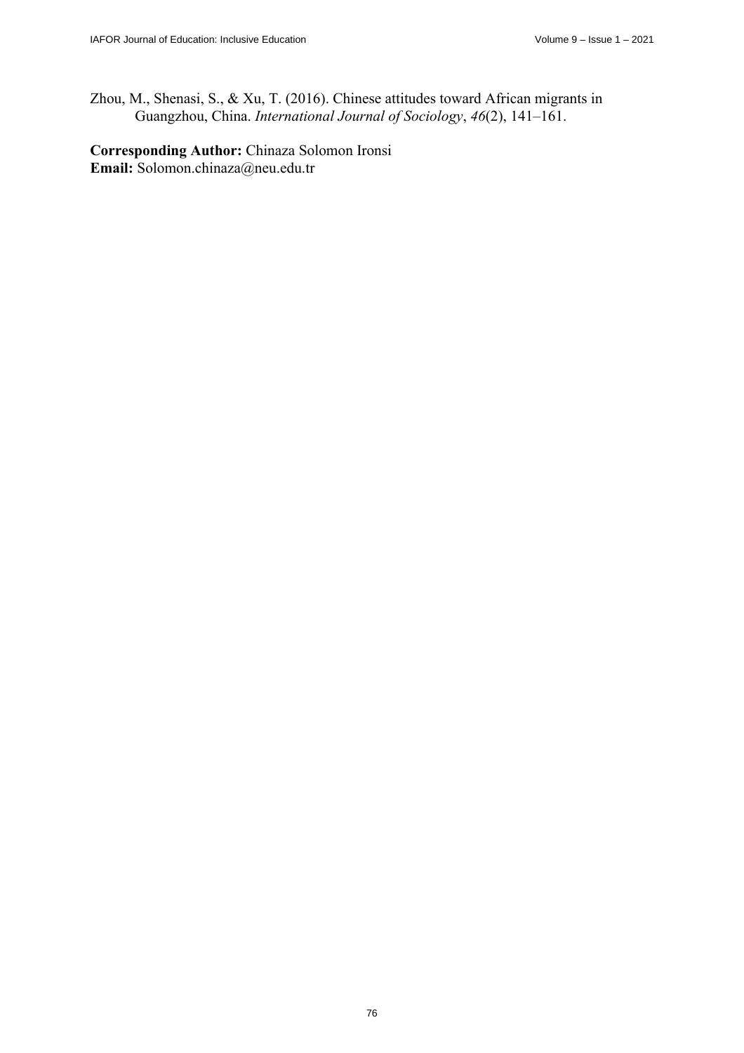Zhou, M., Shenasi, S., & Xu, T. (2016). Chinese attitudes toward African migrants in Guangzhou, China. *International Journal of Sociology*, *46*(2), 141–161.

**Corresponding Author:** Chinaza Solomon Ironsi
**Email:** Solomon.chinaza@neu.edu.tr